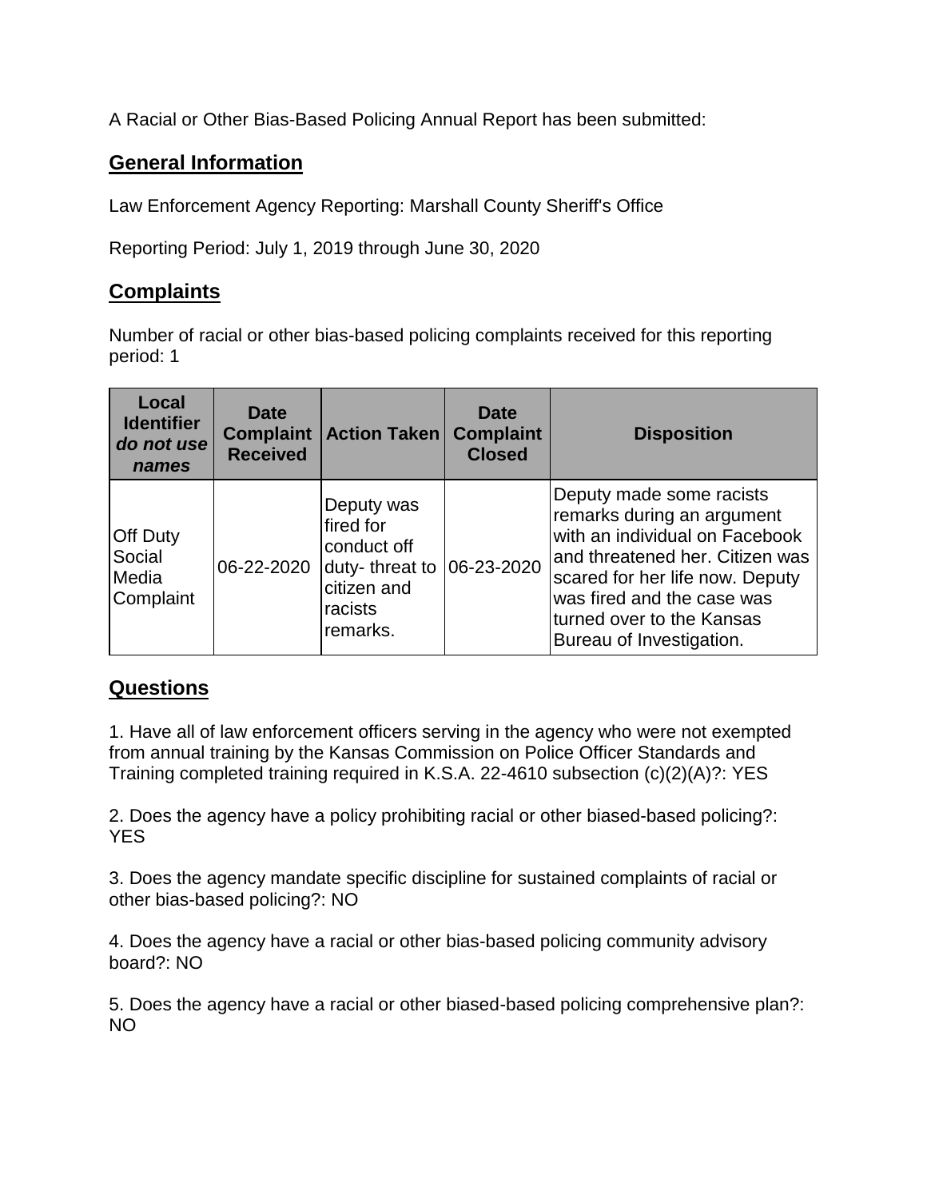A Racial or Other Bias-Based Policing Annual Report has been submitted:

## General Information

Law Enforcement Agency Reporting: Marshall County Sheriff's Office

Reporting Period: July 1, 2019 through June 30, 2020

## Complaints

Number of racial or other bias-based policing complaints received for this reporting period: 1

| Local Identifier *do not use names* | Date Complaint Received | Action Taken | Date Complaint Closed | Disposition |
|---|---|---|---|---|
| Off Duty Social Media Complaint | 06-22-2020 | Deputy was fired for conduct off duty- threat to citizen and racists remarks. | 06-23-2020 | Deputy made some racists remarks during an argument with an individual on Facebook and threatened her. Citizen was scared for her life now. Deputy was fired and the case was turned over to the Kansas Bureau of Investigation. |

## Questions

1. Have all of law enforcement officers serving in the agency who were not exempted from annual training by the Kansas Commission on Police Officer Standards and Training completed training required in K.S.A. 22-4610 subsection (c)(2)(A)?: YES

2. Does the agency have a policy prohibiting racial or other biased-based policing?: YES

3. Does the agency mandate specific discipline for sustained complaints of racial or other bias-based policing?: NO

4. Does the agency have a racial or other bias-based policing community advisory board?: NO

5. Does the agency have a racial or other biased-based policing comprehensive plan?: NO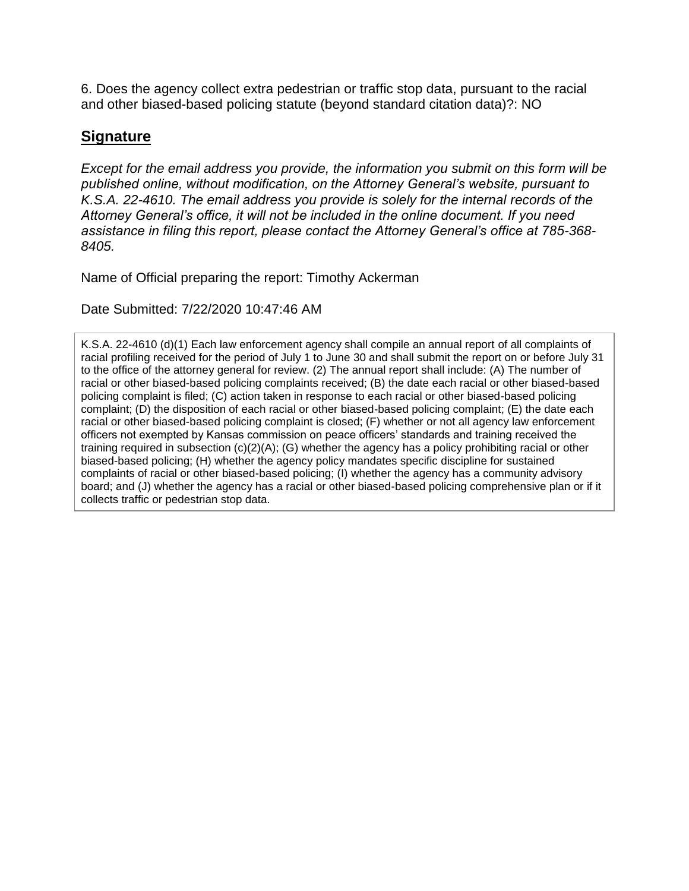6. Does the agency collect extra pedestrian or traffic stop data, pursuant to the racial and other biased-based policing statute (beyond standard citation data)?: NO

## Signature

*Except for the email address you provide, the information you submit on this form will be published online, without modification, on the Attorney General's website, pursuant to K.S.A. 22-4610. The email address you provide is solely for the internal records of the Attorney General's office, it will not be included in the online document. If you need assistance in filing this report, please contact the Attorney General's office at 785-368-8405.*

Name of Official preparing the report: Timothy Ackerman

Date Submitted: 7/22/2020 10:47:46 AM

K.S.A. 22-4610 (d)(1) Each law enforcement agency shall compile an annual report of all complaints of racial profiling received for the period of July 1 to June 30 and shall submit the report on or before July 31 to the office of the attorney general for review. (2) The annual report shall include: (A) The number of racial or other biased-based policing complaints received; (B) the date each racial or other biased-based policing complaint is filed; (C) action taken in response to each racial or other biased-based policing complaint; (D) the disposition of each racial or other biased-based policing complaint; (E) the date each racial or other biased-based policing complaint is closed; (F) whether or not all agency law enforcement officers not exempted by Kansas commission on peace officers' standards and training received the training required in subsection (c)(2)(A); (G) whether the agency has a policy prohibiting racial or other biased-based policing; (H) whether the agency policy mandates specific discipline for sustained complaints of racial or other biased-based policing; (I) whether the agency has a community advisory board; and (J) whether the agency has a racial or other biased-based policing comprehensive plan or if it collects traffic or pedestrian stop data.